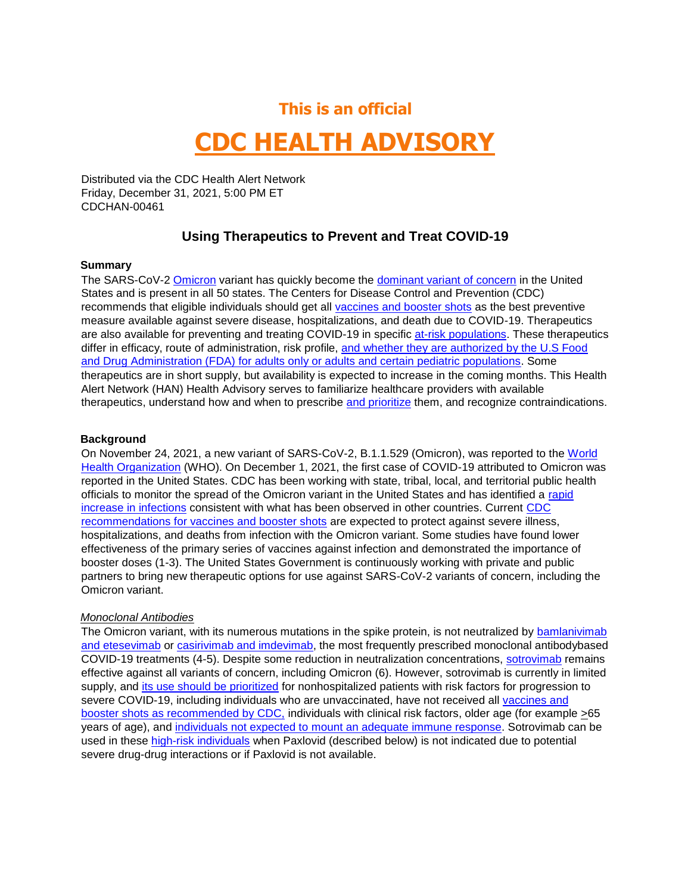# This is an official

# CDC HEALTH ADVISORY

Distributed via the CDC Health Alert Network
Friday, December 31, 2021, 5:00 PM ET
CDCHAN-00461

## Using Therapeutics to Prevent and Treat COVID-19

### Summary

The SARS-CoV-2 Omicron variant has quickly become the dominant variant of concern in the United States and is present in all 50 states. The Centers for Disease Control and Prevention (CDC) recommends that eligible individuals should get all vaccines and booster shots as the best preventive measure available against severe disease, hospitalizations, and death due to COVID-19. Therapeutics are also available for preventing and treating COVID-19 in specific at-risk populations. These therapeutics differ in efficacy, route of administration, risk profile, and whether they are authorized by the U.S Food and Drug Administration (FDA) for adults only or adults and certain pediatric populations. Some therapeutics are in short supply, but availability is expected to increase in the coming months. This Health Alert Network (HAN) Health Advisory serves to familiarize healthcare providers with available therapeutics, understand how and when to prescribe and prioritize them, and recognize contraindications.

### Background

On November 24, 2021, a new variant of SARS-CoV-2, B.1.1.529 (Omicron), was reported to the World Health Organization (WHO). On December 1, 2021, the first case of COVID-19 attributed to Omicron was reported in the United States. CDC has been working with state, tribal, local, and territorial public health officials to monitor the spread of the Omicron variant in the United States and has identified a rapid increase in infections consistent with what has been observed in other countries. Current CDC recommendations for vaccines and booster shots are expected to protect against severe illness, hospitalizations, and deaths from infection with the Omicron variant. Some studies have found lower effectiveness of the primary series of vaccines against infection and demonstrated the importance of booster doses (1-3). The United States Government is continuously working with private and public partners to bring new therapeutic options for use against SARS-CoV-2 variants of concern, including the Omicron variant.

*Monoclonal Antibodies*

The Omicron variant, with its numerous mutations in the spike protein, is not neutralized by bamlanivimab and etesevimab or casirivimab and imdevimab, the most frequently prescribed monoclonal antibodybased COVID-19 treatments (4-5). Despite some reduction in neutralization concentrations, sotrovimab remains effective against all variants of concern, including Omicron (6). However, sotrovimab is currently in limited supply, and its use should be prioritized for nonhospitalized patients with risk factors for progression to severe COVID-19, including individuals who are unvaccinated, have not received all vaccines and booster shots as recommended by CDC, individuals with clinical risk factors, older age (for example ≥65 years of age), and individuals not expected to mount an adequate immune response. Sotrovimab can be used in these high-risk individuals when Paxlovid (described below) is not indicated due to potential severe drug-drug interactions or if Paxlovid is not available.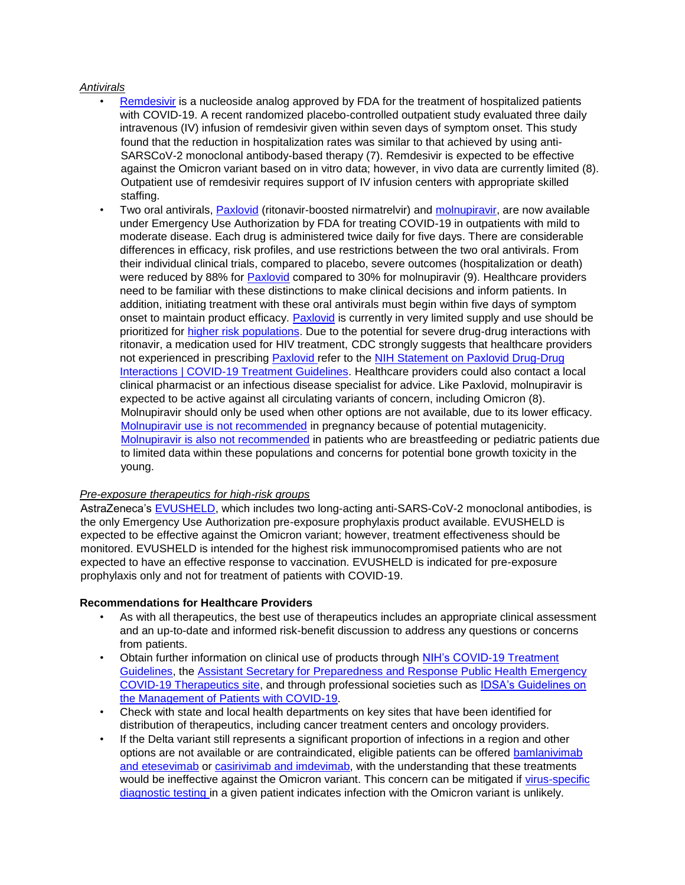*Antivirals*

- Remdesivir is a nucleoside analog approved by FDA for the treatment of hospitalized patients with COVID-19. A recent randomized placebo-controlled outpatient study evaluated three daily intravenous (IV) infusion of remdesivir given within seven days of symptom onset. This study found that the reduction in hospitalization rates was similar to that achieved by using anti-SARSCoV-2 monoclonal antibody-based therapy (7). Remdesivir is expected to be effective against the Omicron variant based on in vitro data; however, in vivo data are currently limited (8). Outpatient use of remdesivir requires support of IV infusion centers with appropriate skilled staffing.
- Two oral antivirals, Paxlovid (ritonavir-boosted nirmatrelvir) and molnupiravir, are now available under Emergency Use Authorization by FDA for treating COVID-19 in outpatients with mild to moderate disease. Each drug is administered twice daily for five days. There are considerable differences in efficacy, risk profiles, and use restrictions between the two oral antivirals. From their individual clinical trials, compared to placebo, severe outcomes (hospitalization or death) were reduced by 88% for Paxlovid compared to 30% for molnupiravir (9). Healthcare providers need to be familiar with these distinctions to make clinical decisions and inform patients. In addition, initiating treatment with these oral antivirals must begin within five days of symptom onset to maintain product efficacy. Paxlovid is currently in very limited supply and use should be prioritized for higher risk populations. Due to the potential for severe drug-drug interactions with ritonavir, a medication used for HIV treatment, CDC strongly suggests that healthcare providers not experienced in prescribing Paxlovid refer to the NIH Statement on Paxlovid Drug-Drug Interactions | COVID-19 Treatment Guidelines. Healthcare providers could also contact a local clinical pharmacist or an infectious disease specialist for advice. Like Paxlovid, molnupiravir is expected to be active against all circulating variants of concern, including Omicron (8). Molnupiravir should only be used when other options are not available, due to its lower efficacy. Molnupiravir use is not recommended in pregnancy because of potential mutagenicity. Molnupiravir is also not recommended in patients who are breastfeeding or pediatric patients due to limited data within these populations and concerns for potential bone growth toxicity in the young.

*Pre-exposure therapeutics for high-risk groups*

AstraZeneca's EVUSHELD, which includes two long-acting anti-SARS-CoV-2 monoclonal antibodies, is the only Emergency Use Authorization pre-exposure prophylaxis product available. EVUSHELD is expected to be effective against the Omicron variant; however, treatment effectiveness should be monitored. EVUSHELD is intended for the highest risk immunocompromised patients who are not expected to have an effective response to vaccination. EVUSHELD is indicated for pre-exposure prophylaxis only and not for treatment of patients with COVID-19.

**Recommendations for Healthcare Providers**

- As with all therapeutics, the best use of therapeutics includes an appropriate clinical assessment and an up-to-date and informed risk-benefit discussion to address any questions or concerns from patients.
- Obtain further information on clinical use of products through NIH's COVID-19 Treatment Guidelines, the Assistant Secretary for Preparedness and Response Public Health Emergency COVID-19 Therapeutics site, and through professional societies such as IDSA's Guidelines on the Management of Patients with COVID-19.
- Check with state and local health departments on key sites that have been identified for distribution of therapeutics, including cancer treatment centers and oncology providers.
- If the Delta variant still represents a significant proportion of infections in a region and other options are not available or are contraindicated, eligible patients can be offered bamlanivimab and etesevimab or casirivimab and imdevimab, with the understanding that these treatments would be ineffective against the Omicron variant. This concern can be mitigated if virus-specific diagnostic testing in a given patient indicates infection with the Omicron variant is unlikely.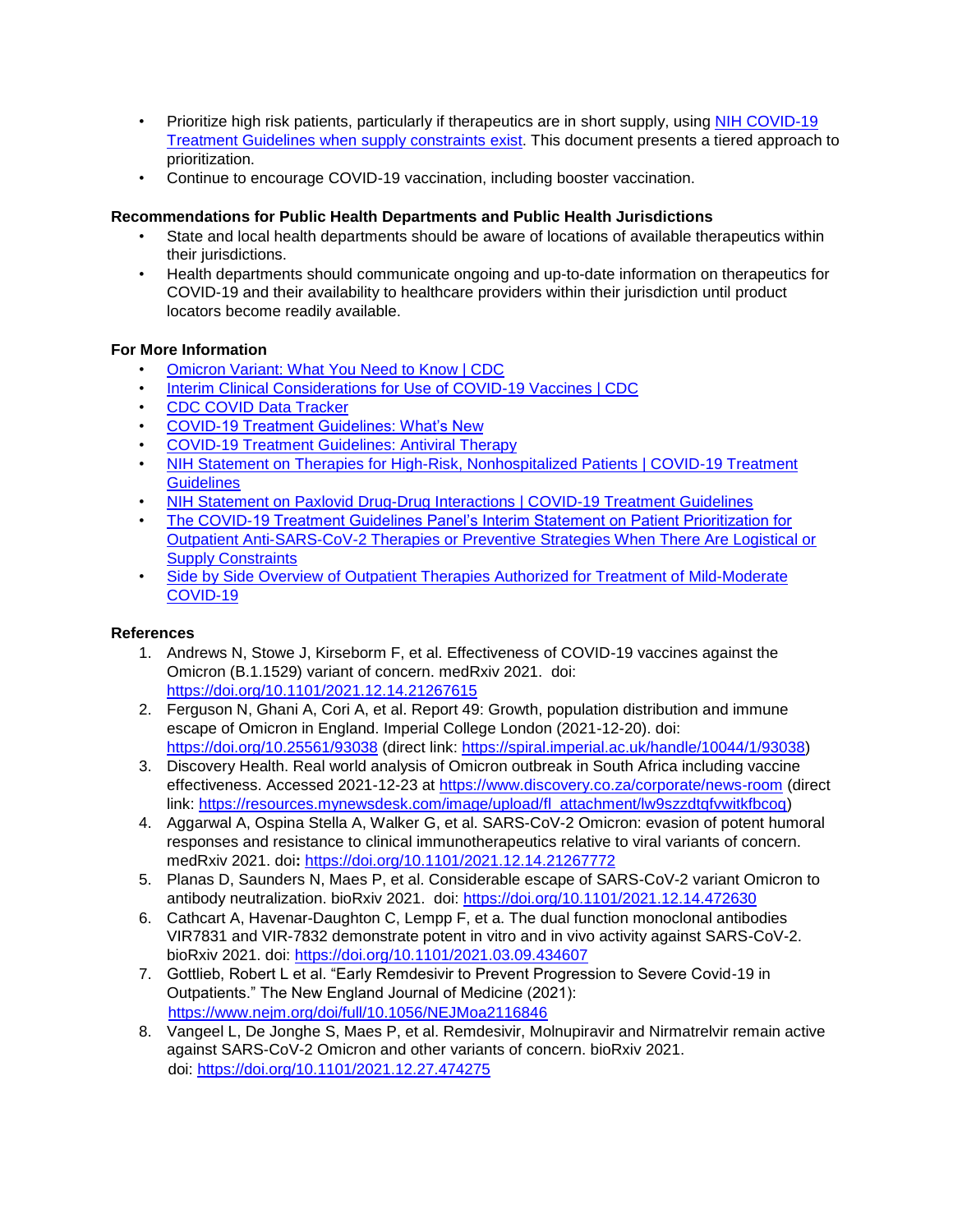- Prioritize high risk patients, particularly if therapeutics are in short supply, using [NIH COVID-19 Treatment Guidelines when supply constraints exist](). This document presents a tiered approach to prioritization.
- Continue to encourage COVID-19 vaccination, including booster vaccination.

**Recommendations for Public Health Departments and Public Health Jurisdictions**

- State and local health departments should be aware of locations of available therapeutics within their jurisdictions.
- Health departments should communicate ongoing and up-to-date information on therapeutics for COVID-19 and their availability to healthcare providers within their jurisdiction until product locators become readily available.

**For More Information**

- Omicron Variant: What You Need to Know | CDC
- Interim Clinical Considerations for Use of COVID-19 Vaccines | CDC
- CDC COVID Data Tracker
- COVID-19 Treatment Guidelines: What's New
- COVID-19 Treatment Guidelines: Antiviral Therapy
- NIH Statement on Therapies for High-Risk, Nonhospitalized Patients | COVID-19 Treatment Guidelines
- NIH Statement on Paxlovid Drug-Drug Interactions | COVID-19 Treatment Guidelines
- The COVID-19 Treatment Guidelines Panel's Interim Statement on Patient Prioritization for Outpatient Anti-SARS-CoV-2 Therapies or Preventive Strategies When There Are Logistical or Supply Constraints
- Side by Side Overview of Outpatient Therapies Authorized for Treatment of Mild-Moderate COVID-19

**References**

1. Andrews N, Stowe J, Kirseborm F, et al. Effectiveness of COVID-19 vaccines against the Omicron (B.1.1529) variant of concern. medRxiv 2021. doi: https://doi.org/10.1101/2021.12.14.21267615
2. Ferguson N, Ghani A, Cori A, et al. Report 49: Growth, population distribution and immune escape of Omicron in England. Imperial College London (2021-12-20). doi: https://doi.org/10.25561/93038 (direct link: https://spiral.imperial.ac.uk/handle/10044/1/93038)
3. Discovery Health. Real world analysis of Omicron outbreak in South Africa including vaccine effectiveness. Accessed 2021-12-23 at https://www.discovery.co.za/corporate/news-room (direct link: https://resources.mynewsdesk.com/image/upload/fl_attachment/lw9szzdtqfvwitkfbcoq)
4. Aggarwal A, Ospina Stella A, Walker G, et al. SARS-CoV-2 Omicron: evasion of potent humoral responses and resistance to clinical immunotherapeutics relative to viral variants of concern. medRxiv 2021. doi: https://doi.org/10.1101/2021.12.14.21267772
5. Planas D, Saunders N, Maes P, et al. Considerable escape of SARS-CoV-2 variant Omicron to antibody neutralization. bioRxiv 2021. doi: https://doi.org/10.1101/2021.12.14.472630
6. Cathcart A, Havenar-Daughton C, Lempp F, et a. The dual function monoclonal antibodies VIR7831 and VIR-7832 demonstrate potent in vitro and in vivo activity against SARS-CoV-2. bioRxiv 2021. doi: https://doi.org/10.1101/2021.03.09.434607
7. Gottlieb, Robert L et al. "Early Remdesivir to Prevent Progression to Severe Covid-19 in Outpatients." The New England Journal of Medicine (2021): https://www.nejm.org/doi/full/10.1056/NEJMoa2116846
8. Vangeel L, De Jonghe S, Maes P, et al. Remdesivir, Molnupiravir and Nirmatrelvir remain active against SARS-CoV-2 Omicron and other variants of concern. bioRxiv 2021. doi: https://doi.org/10.1101/2021.12.27.474275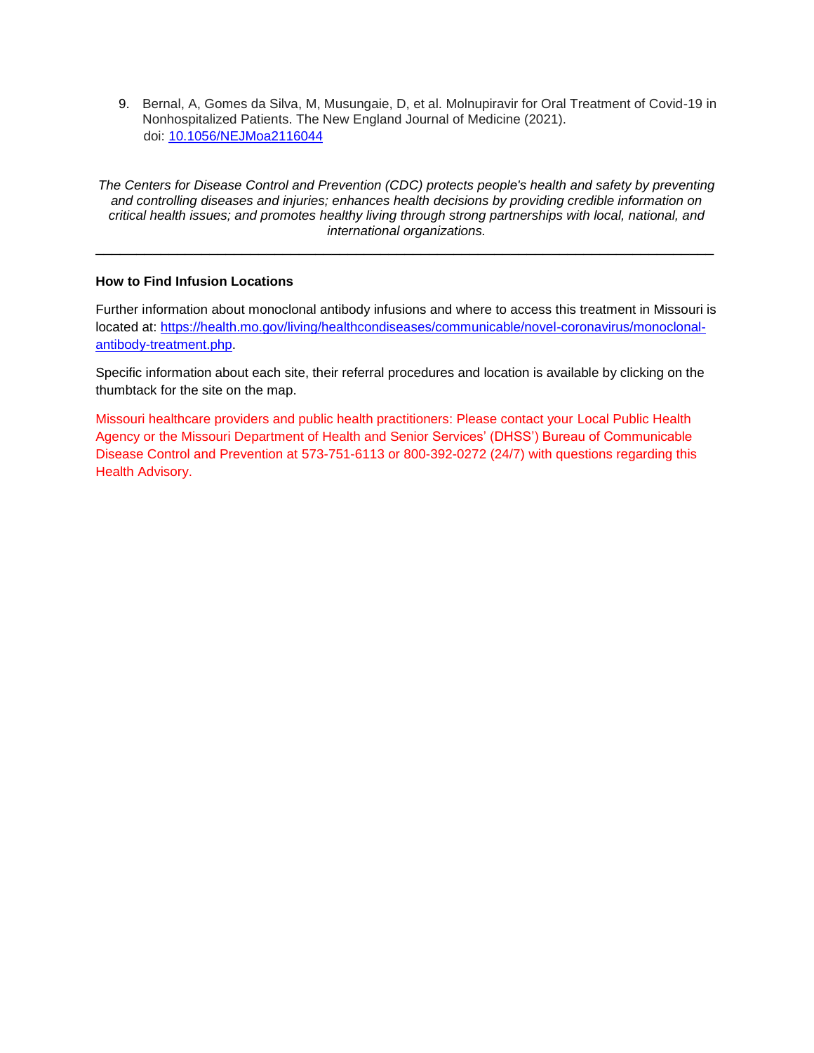9. Bernal, A, Gomes da Silva, M, Musungaie, D, et al. Molnupiravir for Oral Treatment of Covid-19 in Nonhospitalized Patients. The New England Journal of Medicine (2021). doi: [10.1056/NEJMoa2116044](https://doi.org/10.1056/NEJMoa2116044)

*The Centers for Disease Control and Prevention (CDC) protects people's health and safety by preventing and controlling diseases and injuries; enhances health decisions by providing credible information on critical health issues; and promotes healthy living through strong partnerships with local, national, and international organizations.*

---

**How to Find Infusion Locations**

Further information about monoclonal antibody infusions and where to access this treatment in Missouri is located at: [https://health.mo.gov/living/healthcondiseases/communicable/novel-coronavirus/monoclonal-antibody-treatment.php](https://health.mo.gov/living/healthcondiseases/communicable/novel-coronavirus/monoclonal-antibody-treatment.php).

Specific information about each site, their referral procedures and location is available by clicking on the thumbtack for the site on the map.

Missouri healthcare providers and public health practitioners: Please contact your Local Public Health Agency or the Missouri Department of Health and Senior Services' (DHSS') Bureau of Communicable Disease Control and Prevention at 573-751-6113 or 800-392-0272 (24/7) with questions regarding this Health Advisory.